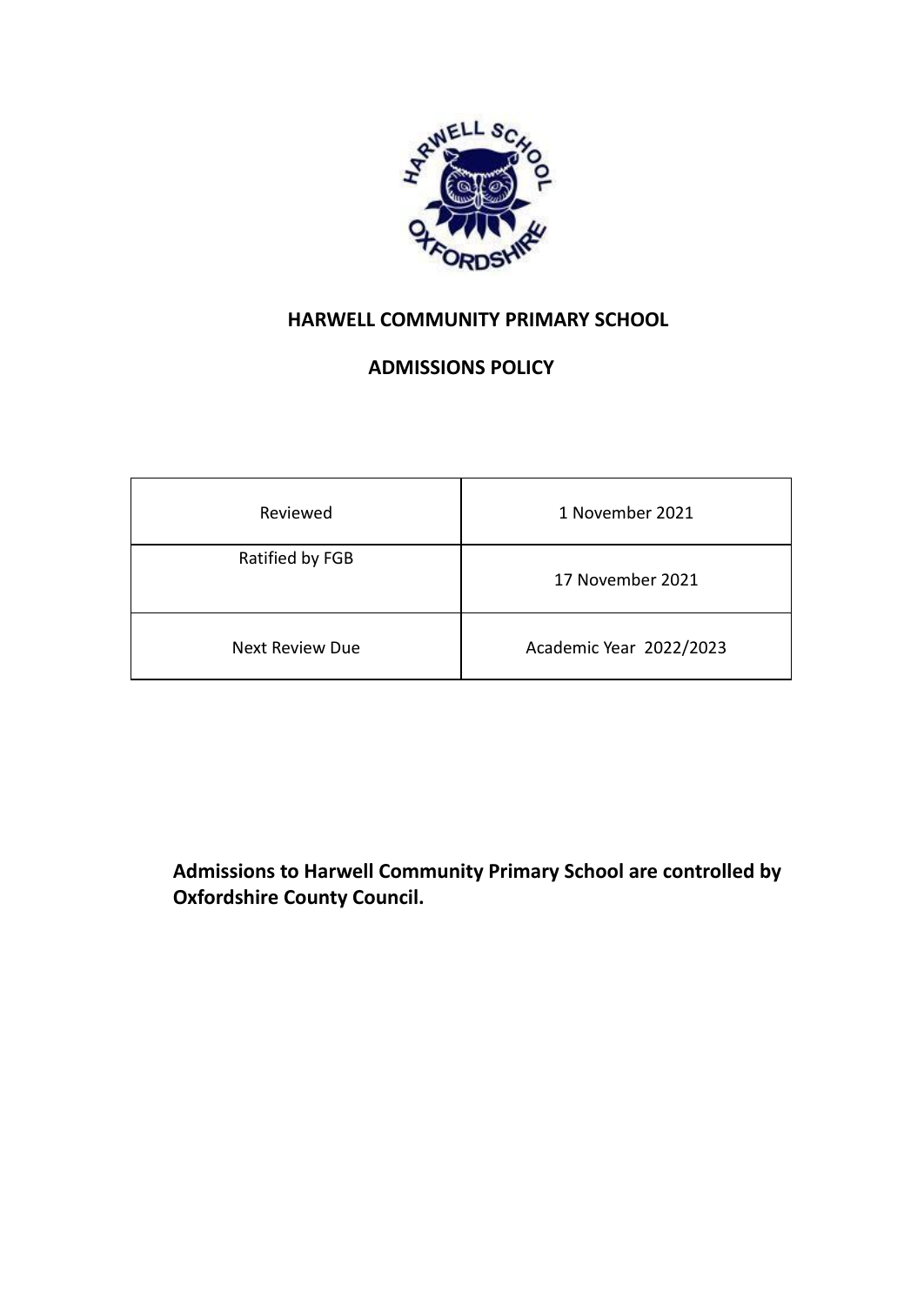# HARWELL COMMUNITY PRIMARY SCHOOL

## ADMISSIONS POLICY

| Reviewed | 1 November 2021 |
|---|---|
| Ratified by FGB | 17 November 2021 |
| Next Review Due | Academic Year 2022/2023 |

**Admissions to Harwell Community Primary School are controlled by Oxfordshire County Council.**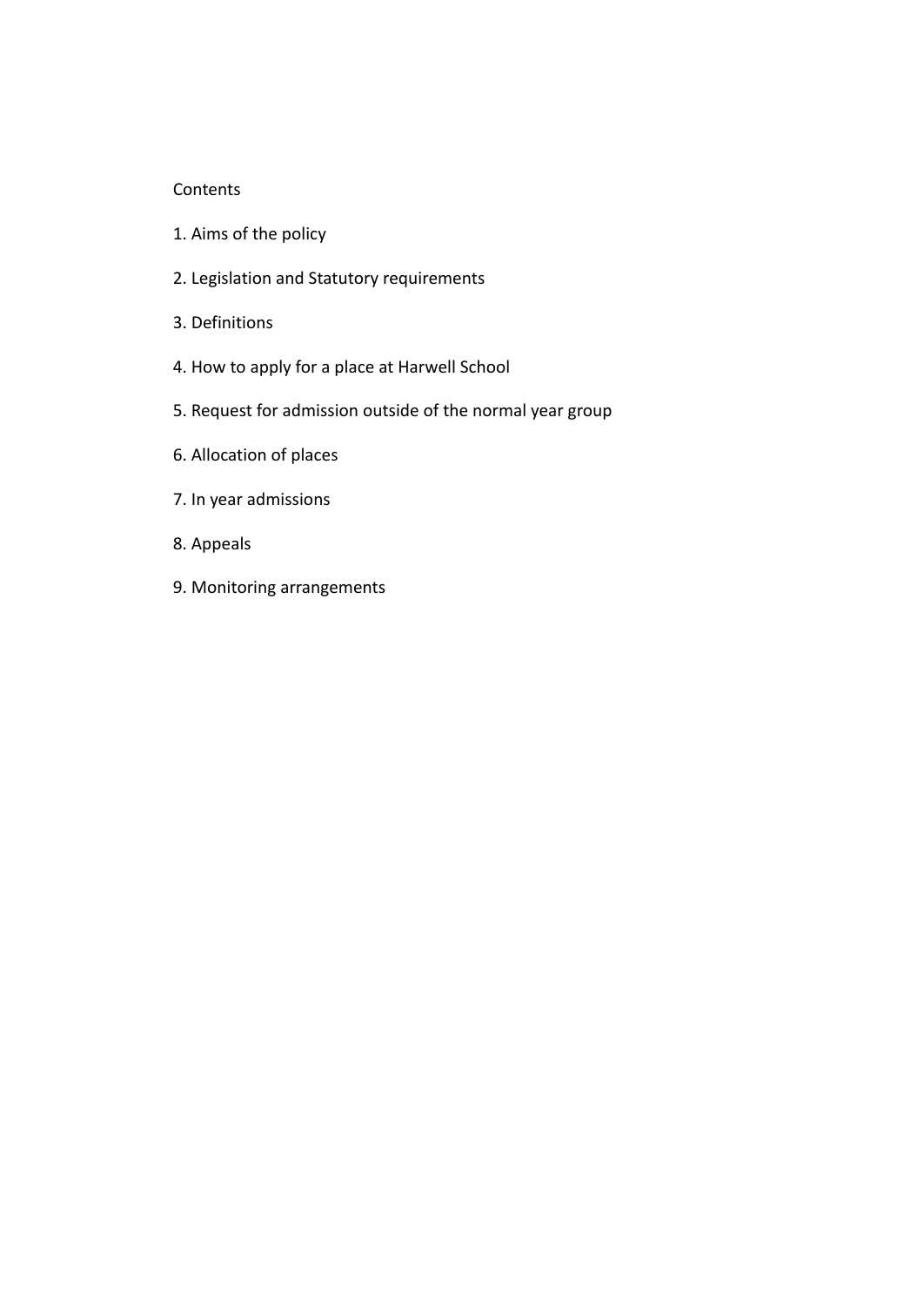# Contents

1. Aims of the policy
2. Legislation and Statutory requirements
3. Definitions
4. How to apply for a place at Harwell School
5. Request for admission outside of the normal year group
6. Allocation of places
7. In year admissions
8. Appeals
9. Monitoring arrangements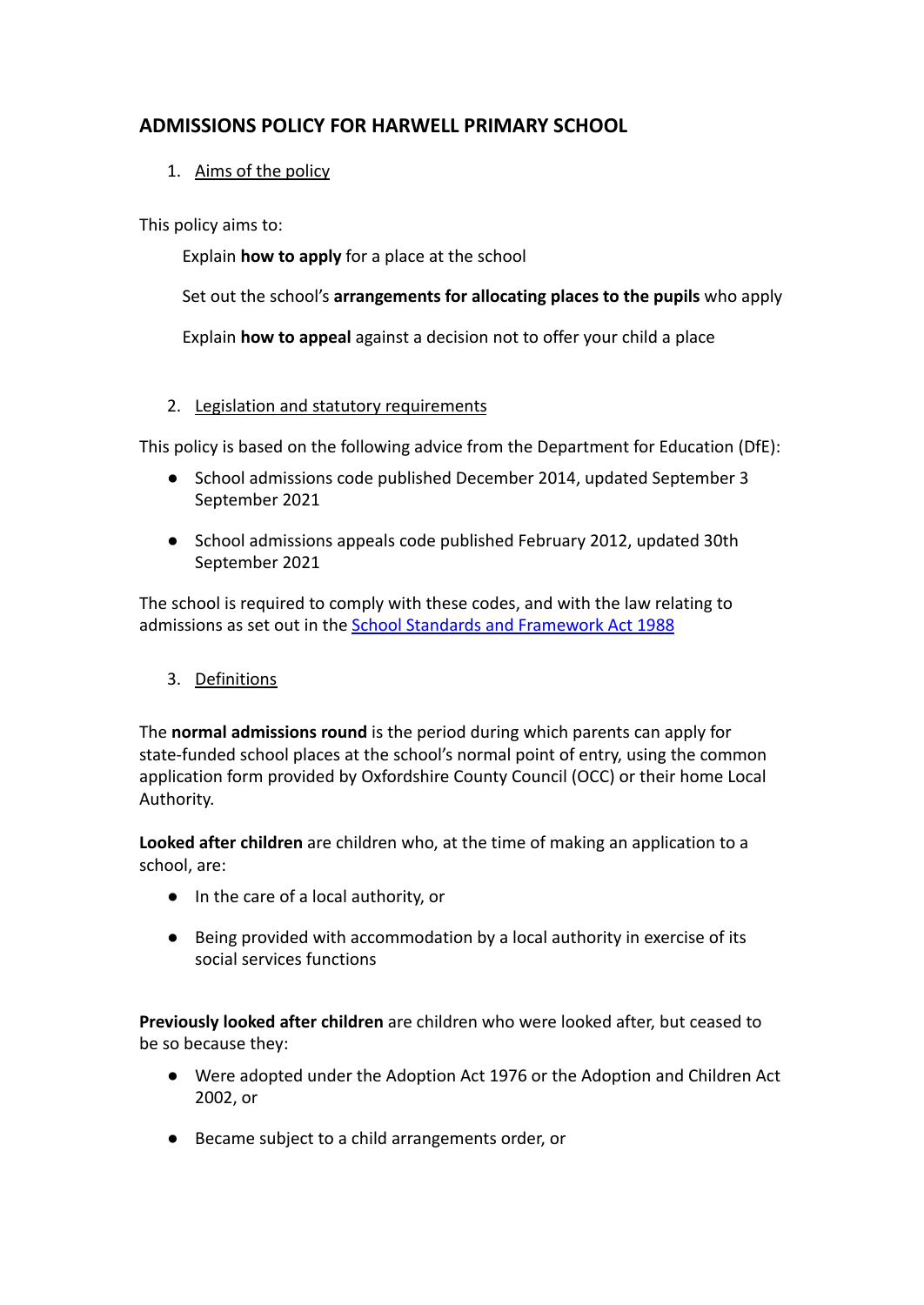## ADMISSIONS POLICY FOR HARWELL PRIMARY SCHOOL

1. Aims of the policy

This policy aims to:

Explain **how to apply** for a place at the school

Set out the school's **arrangements for allocating places to the pupils** who apply

Explain **how to appeal** against a decision not to offer your child a place

2. Legislation and statutory requirements

This policy is based on the following advice from the Department for Education (DfE):

- School admissions code published December 2014, updated September 3 September 2021
- School admissions appeals code published February 2012, updated 30th September 2021

The school is required to comply with these codes, and with the law relating to admissions as set out in the [School Standards and Framework Act 1988]()

3. Definitions

The **normal admissions round** is the period during which parents can apply for state-funded school places at the school's normal point of entry, using the common application form provided by Oxfordshire County Council (OCC) or their home Local Authority.

**Looked after children** are children who, at the time of making an application to a school, are:

- In the care of a local authority, or
- Being provided with accommodation by a local authority in exercise of its social services functions

**Previously looked after children** are children who were looked after, but ceased to be so because they:

- Were adopted under the Adoption Act 1976 or the Adoption and Children Act 2002, or
- Became subject to a child arrangements order, or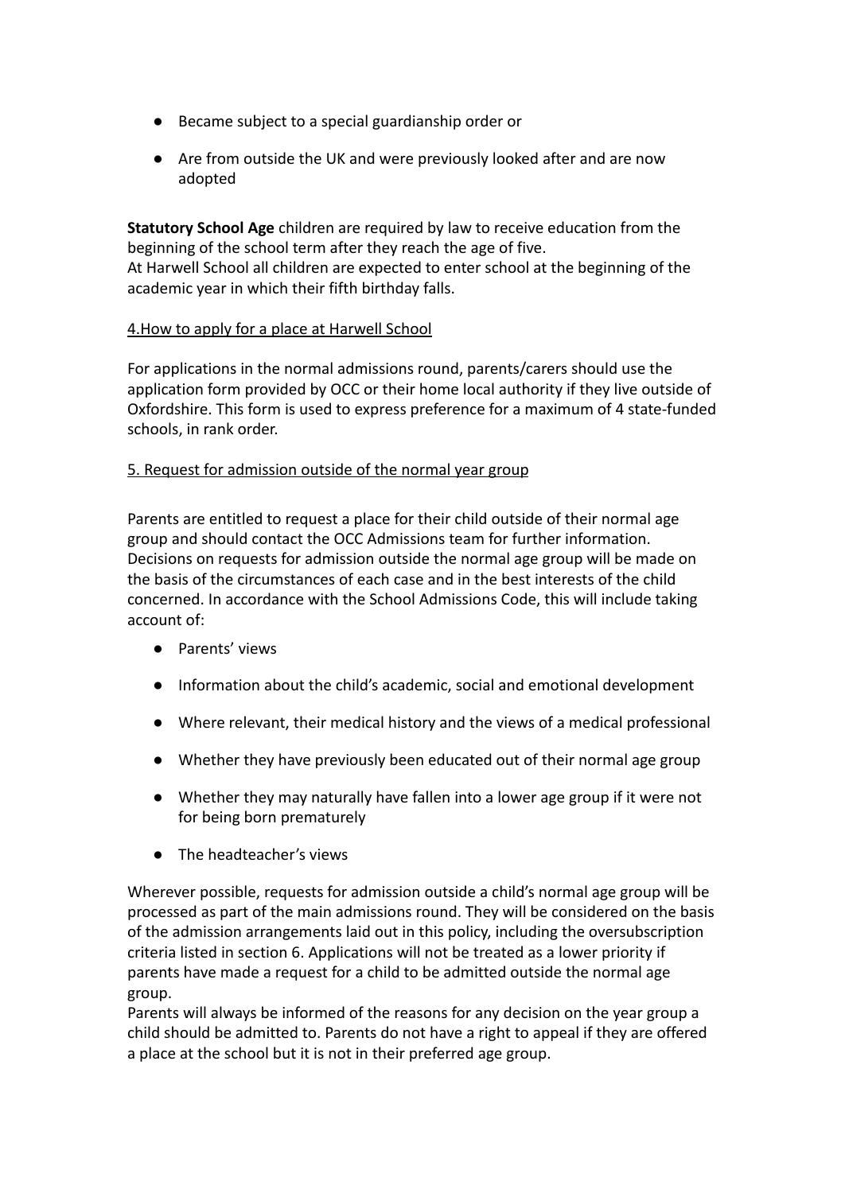- Became subject to a special guardianship order or
- Are from outside the UK and were previously looked after and are now adopted

**Statutory School Age** children are required by law to receive education from the beginning of the school term after they reach the age of five.
At Harwell School all children are expected to enter school at the beginning of the academic year in which their fifth birthday falls.

## 4.How to apply for a place at Harwell School

For applications in the normal admissions round, parents/carers should use the application form provided by OCC or their home local authority if they live outside of Oxfordshire. This form is used to express preference for a maximum of 4 state-funded schools, in rank order.

## 5. Request for admission outside of the normal year group

Parents are entitled to request a place for their child outside of their normal age group and should contact the OCC Admissions team for further information. Decisions on requests for admission outside the normal age group will be made on the basis of the circumstances of each case and in the best interests of the child concerned. In accordance with the School Admissions Code, this will include taking account of:

- Parents' views
- Information about the child's academic, social and emotional development
- Where relevant, their medical history and the views of a medical professional
- Whether they have previously been educated out of their normal age group
- Whether they may naturally have fallen into a lower age group if it were not for being born prematurely
- The headteacher's views

Wherever possible, requests for admission outside a child's normal age group will be processed as part of the main admissions round. They will be considered on the basis of the admission arrangements laid out in this policy, including the oversubscription criteria listed in section 6. Applications will not be treated as a lower priority if parents have made a request for a child to be admitted outside the normal age group.
Parents will always be informed of the reasons for any decision on the year group a child should be admitted to. Parents do not have a right to appeal if they are offered a place at the school but it is not in their preferred age group.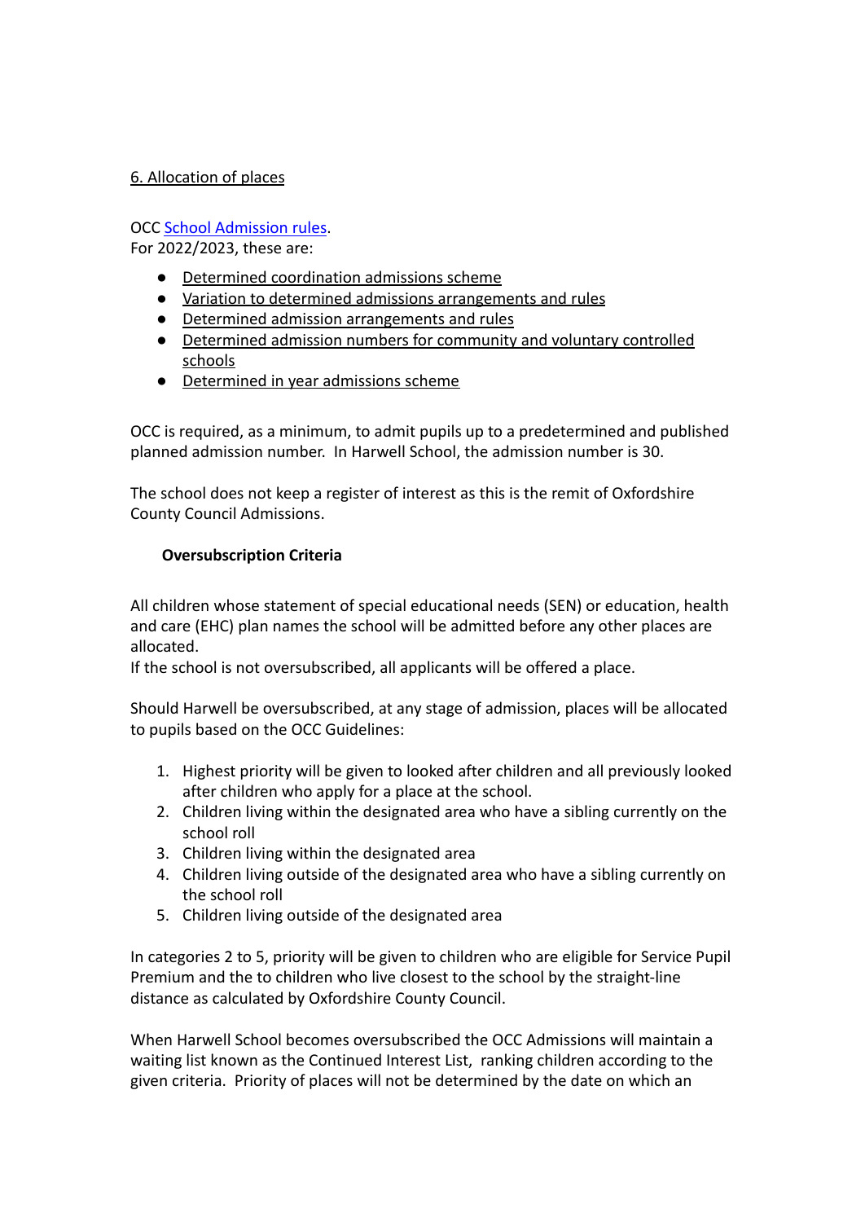## 6. Allocation of places

OCC [School Admission rules](#).
For 2022/2023, these are:

- Determined coordination admissions scheme
- Variation to determined admissions arrangements and rules
- Determined admission arrangements and rules
- Determined admission numbers for community and voluntary controlled schools
- Determined in year admissions scheme

OCC is required, as a minimum, to admit pupils up to a predetermined and published planned admission number. In Harwell School, the admission number is 30.

The school does not keep a register of interest as this is the remit of Oxfordshire County Council Admissions.

### Oversubscription Criteria

All children whose statement of special educational needs (SEN) or education, health and care (EHC) plan names the school will be admitted before any other places are allocated.
If the school is not oversubscribed, all applicants will be offered a place.

Should Harwell be oversubscribed, at any stage of admission, places will be allocated to pupils based on the OCC Guidelines:

1. Highest priority will be given to looked after children and all previously looked after children who apply for a place at the school.
2. Children living within the designated area who have a sibling currently on the school roll
3. Children living within the designated area
4. Children living outside of the designated area who have a sibling currently on the school roll
5. Children living outside of the designated area

In categories 2 to 5, priority will be given to children who are eligible for Service Pupil Premium and the to children who live closest to the school by the straight-line distance as calculated by Oxfordshire County Council.

When Harwell School becomes oversubscribed the OCC Admissions will maintain a waiting list known as the Continued Interest List, ranking children according to the given criteria. Priority of places will not be determined by the date on which an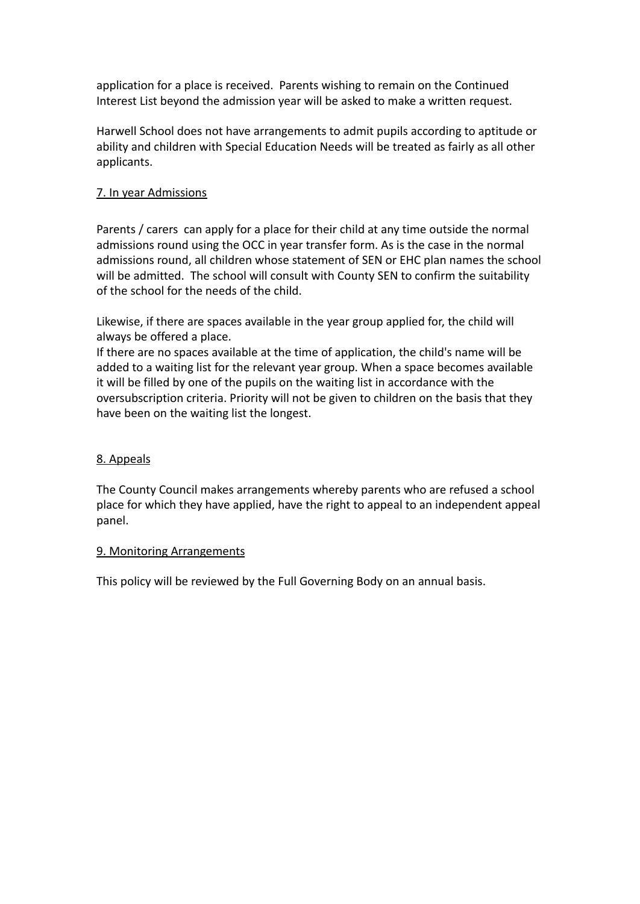application for a place is received. Parents wishing to remain on the Continued Interest List beyond the admission year will be asked to make a written request.

Harwell School does not have arrangements to admit pupils according to aptitude or ability and children with Special Education Needs will be treated as fairly as all other applicants.

## 7. In year Admissions

Parents / carers can apply for a place for their child at any time outside the normal admissions round using the OCC in year transfer form. As is the case in the normal admissions round, all children whose statement of SEN or EHC plan names the school will be admitted. The school will consult with County SEN to confirm the suitability of the school for the needs of the child.

Likewise, if there are spaces available in the year group applied for, the child will always be offered a place.
If there are no spaces available at the time of application, the child's name will be added to a waiting list for the relevant year group. When a space becomes available it will be filled by one of the pupils on the waiting list in accordance with the oversubscription criteria. Priority will not be given to children on the basis that they have been on the waiting list the longest.

## 8. Appeals

The County Council makes arrangements whereby parents who are refused a school place for which they have applied, have the right to appeal to an independent appeal panel.

## 9. Monitoring Arrangements

This policy will be reviewed by the Full Governing Body on an annual basis.